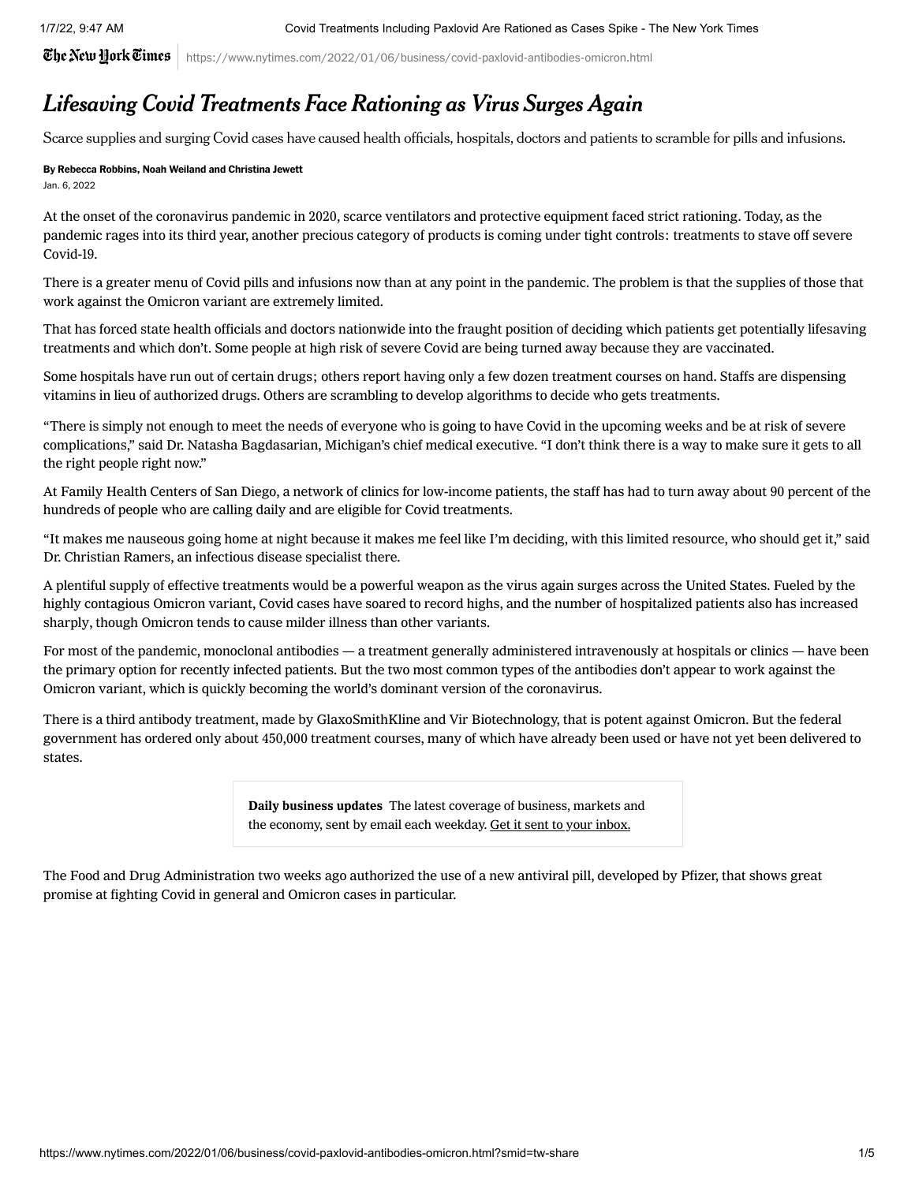# *Lifesaving Covid Treatments Face Rationing as Virus Surges Again*

Scarce supplies and surging Covid cases have caused health officials, hospitals, doctors and patients to scramble for pills and infusions.

**By Rebecca Robbins, Noah Weiland and Christina Jewett**

Jan. 6, 2022

At the onset of the coronavirus pandemic in 2020, scarce ventilators and protective equipment faced strict rationing. Today, as the pandemic rages into its third year, another precious category of products is coming under tight controls: treatments to stave off severe Covid-19.

There is a greater menu of Covid pills and infusions now than at any point in the pandemic. The problem is that the supplies of those that work against the Omicron variant are extremely limited.

That has forced state health officials and doctors nationwide into the fraught position of deciding which patients get potentially lifesaving treatments and which don't. Some people at high risk of severe Covid are being turned away because they are vaccinated.

Some hospitals have run out of certain drugs; others report having only a few dozen treatment courses on hand. Staffs are dispensing vitamins in lieu of authorized drugs. Others are scrambling to develop algorithms to decide who gets treatments.

"There is simply not enough to meet the needs of everyone who is going to have Covid in the upcoming weeks and be at risk of severe complications," said Dr. Natasha Bagdasarian, Michigan's chief medical executive. "I don't think there is a way to make sure it gets to all the right people right now."

At Family Health Centers of San Diego, a network of clinics for low-income patients, the staff has had to turn away about 90 percent of the hundreds of people who are calling daily and are eligible for Covid treatments.

"It makes me nauseous going home at night because it makes me feel like I'm deciding, with this limited resource, who should get it," said Dr. Christian Ramers, an infectious disease specialist there.

A plentiful supply of effective treatments would be a powerful weapon as the virus again surges across the United States. Fueled by the highly contagious Omicron variant, Covid cases have soared to record highs, and the number of hospitalized patients also has increased sharply, though Omicron tends to cause milder illness than other variants.

For most of the pandemic, monoclonal antibodies — a treatment generally administered intravenously at hospitals or clinics — have been the primary option for recently infected patients. But the two most common types of the antibodies don't appear to work against the Omicron variant, which is quickly becoming the world's dominant version of the coronavirus.

There is a third antibody treatment, made by GlaxoSmithKline and Vir Biotechnology, that is potent against Omicron. But the federal government has ordered only about 450,000 treatment courses, many of which have already been used or have not yet been delivered to states.

**Daily business updates** The latest coverage of business, markets and the economy, sent by email each weekday. Get it sent to your inbox.

The Food and Drug Administration two weeks ago authorized the use of a new antiviral pill, developed by Pfizer, that shows great promise at fighting Covid in general and Omicron cases in particular.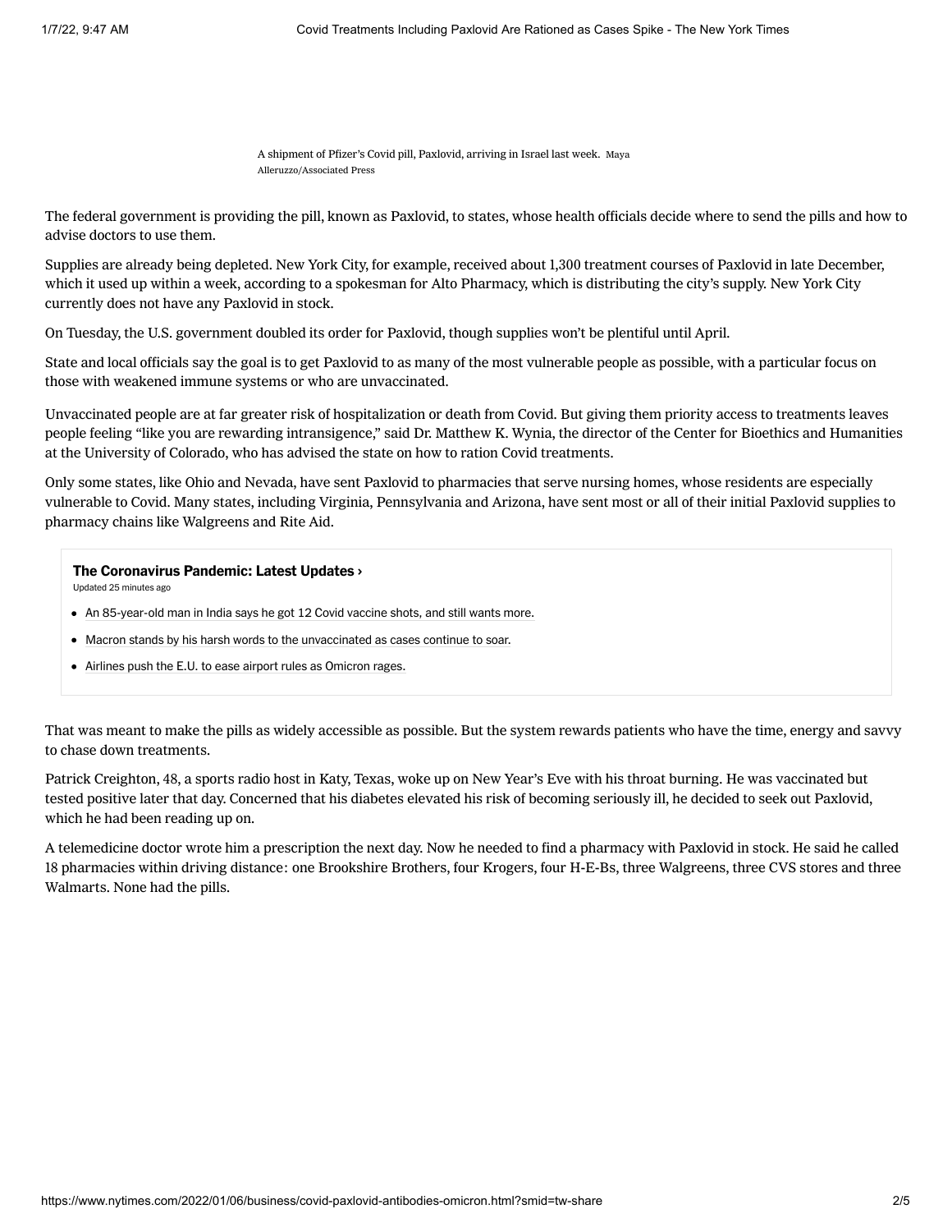A shipment of Pfizer's Covid pill, Paxlovid, arriving in Israel last week. Maya Alleruzzo/Associated Press

The federal government is providing the pill, known as Paxlovid, to states, whose health officials decide where to send the pills and how to advise doctors to use them.

Supplies are already being depleted. New York City, for example, received about 1,300 treatment courses of Paxlovid in late December, which it used up within a week, according to a spokesman for Alto Pharmacy, which is distributing the city's supply. New York City currently does not have any Paxlovid in stock.

On Tuesday, the U.S. government doubled its order for Paxlovid, though supplies won't be plentiful until April.

State and local officials say the goal is to get Paxlovid to as many of the most vulnerable people as possible, with a particular focus on those with weakened immune systems or who are unvaccinated.

Unvaccinated people are at far greater risk of hospitalization or death from Covid. But giving them priority access to treatments leaves people feeling "like you are rewarding intransigence," said Dr. Matthew K. Wynia, the director of the Center for Bioethics and Humanities at the University of Colorado, who has advised the state on how to ration Covid treatments.

Only some states, like Ohio and Nevada, have sent Paxlovid to pharmacies that serve nursing homes, whose residents are especially vulnerable to Covid. Many states, including Virginia, Pennsylvania and Arizona, have sent most or all of their initial Paxlovid supplies to pharmacy chains like Walgreens and Rite Aid.

**The Coronavirus Pandemic: Latest Updates ›**

Updated 25 minutes ago

- An 85-year-old man in India says he got 12 Covid vaccine shots, and still wants more.
- Macron stands by his harsh words to the unvaccinated as cases continue to soar.
- Airlines push the E.U. to ease airport rules as Omicron rages.

That was meant to make the pills as widely accessible as possible. But the system rewards patients who have the time, energy and savvy to chase down treatments.

Patrick Creighton, 48, a sports radio host in Katy, Texas, woke up on New Year's Eve with his throat burning. He was vaccinated but tested positive later that day. Concerned that his diabetes elevated his risk of becoming seriously ill, he decided to seek out Paxlovid, which he had been reading up on.

A telemedicine doctor wrote him a prescription the next day. Now he needed to find a pharmacy with Paxlovid in stock. He said he called 18 pharmacies within driving distance: one Brookshire Brothers, four Krogers, four H-E-Bs, three Walgreens, three CVS stores and three Walmarts. None had the pills.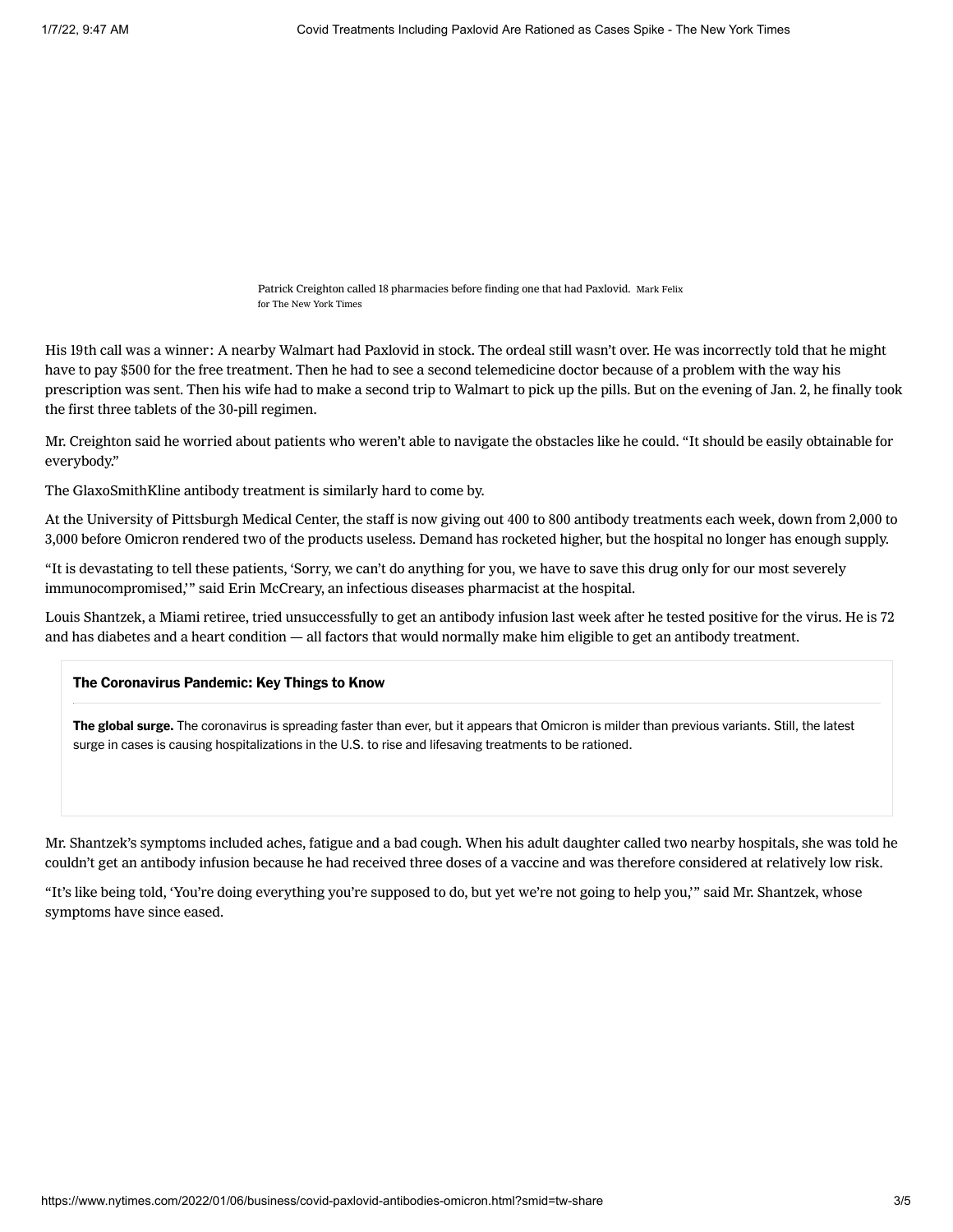Patrick Creighton called 18 pharmacies before finding one that had Paxlovid. Mark Felix for The New York Times

His 19th call was a winner: A nearby Walmart had Paxlovid in stock. The ordeal still wasn't over. He was incorrectly told that he might have to pay $500 for the free treatment. Then he had to see a second telemedicine doctor because of a problem with the way his prescription was sent. Then his wife had to make a second trip to Walmart to pick up the pills. But on the evening of Jan. 2, he finally took the first three tablets of the 30-pill regimen.

Mr. Creighton said he worried about patients who weren't able to navigate the obstacles like he could. "It should be easily obtainable for everybody."

The GlaxoSmithKline antibody treatment is similarly hard to come by.

At the University of Pittsburgh Medical Center, the staff is now giving out 400 to 800 antibody treatments each week, down from 2,000 to 3,000 before Omicron rendered two of the products useless. Demand has rocketed higher, but the hospital no longer has enough supply.

"It is devastating to tell these patients, 'Sorry, we can't do anything for you, we have to save this drug only for our most severely immunocompromised,'" said Erin McCreary, an infectious diseases pharmacist at the hospital.

Louis Shantzek, a Miami retiree, tried unsuccessfully to get an antibody infusion last week after he tested positive for the virus. He is 72 and has diabetes and a heart condition — all factors that would normally make him eligible to get an antibody treatment.

**The Coronavirus Pandemic: Key Things to Know**

**The global surge.** The coronavirus is spreading faster than ever, but it appears that Omicron is milder than previous variants. Still, the latest surge in cases is causing hospitalizations in the U.S. to rise and lifesaving treatments to be rationed.

Mr. Shantzek's symptoms included aches, fatigue and a bad cough. When his adult daughter called two nearby hospitals, she was told he couldn't get an antibody infusion because he had received three doses of a vaccine and was therefore considered at relatively low risk.

"It's like being told, 'You're doing everything you're supposed to do, but yet we're not going to help you,'" said Mr. Shantzek, whose symptoms have since eased.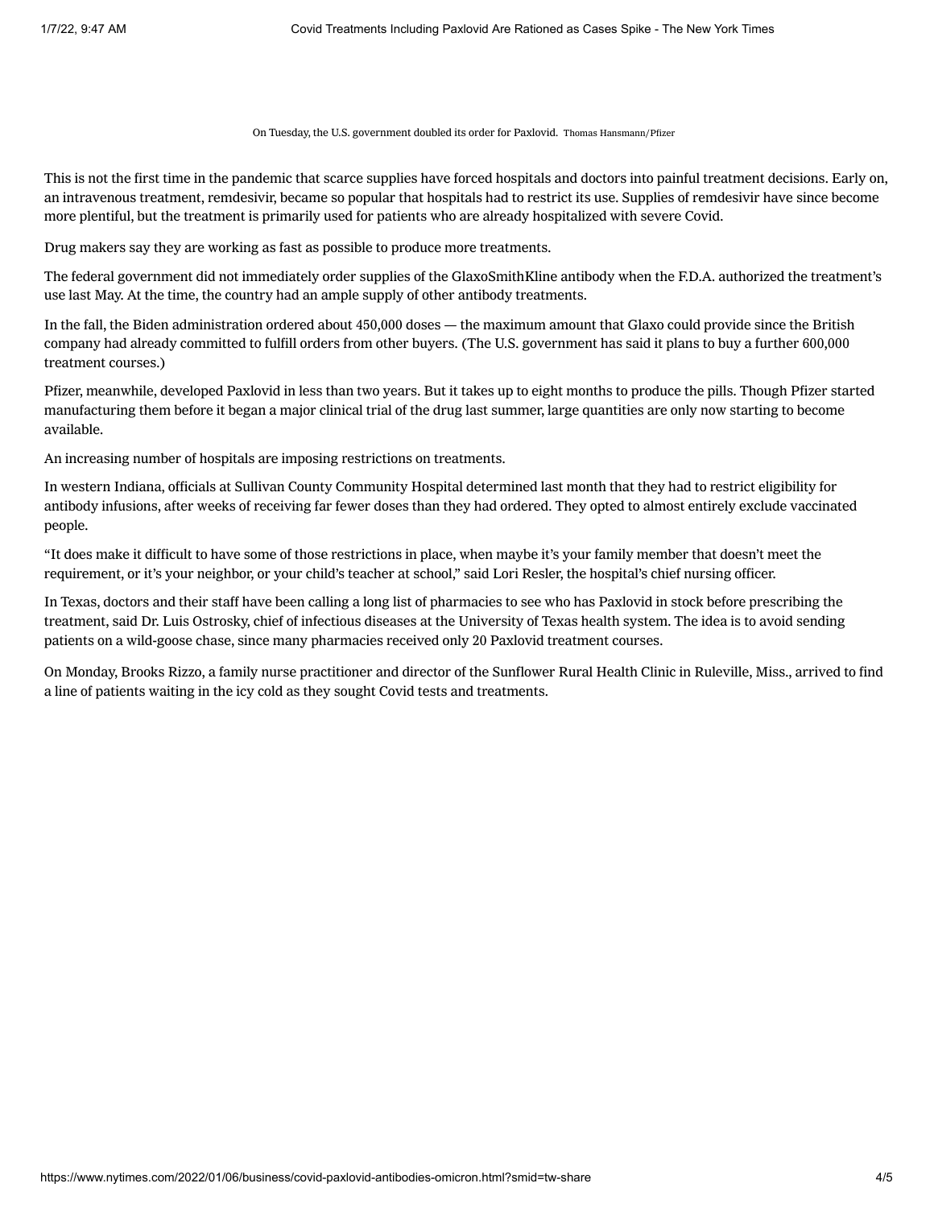On Tuesday, the U.S. government doubled its order for Paxlovid. Thomas Hansmann/Pfizer

This is not the first time in the pandemic that scarce supplies have forced hospitals and doctors into painful treatment decisions. Early on, an intravenous treatment, remdesivir, became so popular that hospitals had to restrict its use. Supplies of remdesivir have since become more plentiful, but the treatment is primarily used for patients who are already hospitalized with severe Covid.

Drug makers say they are working as fast as possible to produce more treatments.

The federal government did not immediately order supplies of the GlaxoSmithKline antibody when the F.D.A. authorized the treatment's use last May. At the time, the country had an ample supply of other antibody treatments.

In the fall, the Biden administration ordered about 450,000 doses — the maximum amount that Glaxo could provide since the British company had already committed to fulfill orders from other buyers. (The U.S. government has said it plans to buy a further 600,000 treatment courses.)

Pfizer, meanwhile, developed Paxlovid in less than two years. But it takes up to eight months to produce the pills. Though Pfizer started manufacturing them before it began a major clinical trial of the drug last summer, large quantities are only now starting to become available.

An increasing number of hospitals are imposing restrictions on treatments.

In western Indiana, officials at Sullivan County Community Hospital determined last month that they had to restrict eligibility for antibody infusions, after weeks of receiving far fewer doses than they had ordered. They opted to almost entirely exclude vaccinated people.

"It does make it difficult to have some of those restrictions in place, when maybe it's your family member that doesn't meet the requirement, or it's your neighbor, or your child's teacher at school," said Lori Resler, the hospital's chief nursing officer.

In Texas, doctors and their staff have been calling a long list of pharmacies to see who has Paxlovid in stock before prescribing the treatment, said Dr. Luis Ostrosky, chief of infectious diseases at the University of Texas health system. The idea is to avoid sending patients on a wild-goose chase, since many pharmacies received only 20 Paxlovid treatment courses.

On Monday, Brooks Rizzo, a family nurse practitioner and director of the Sunflower Rural Health Clinic in Ruleville, Miss., arrived to find a line of patients waiting in the icy cold as they sought Covid tests and treatments.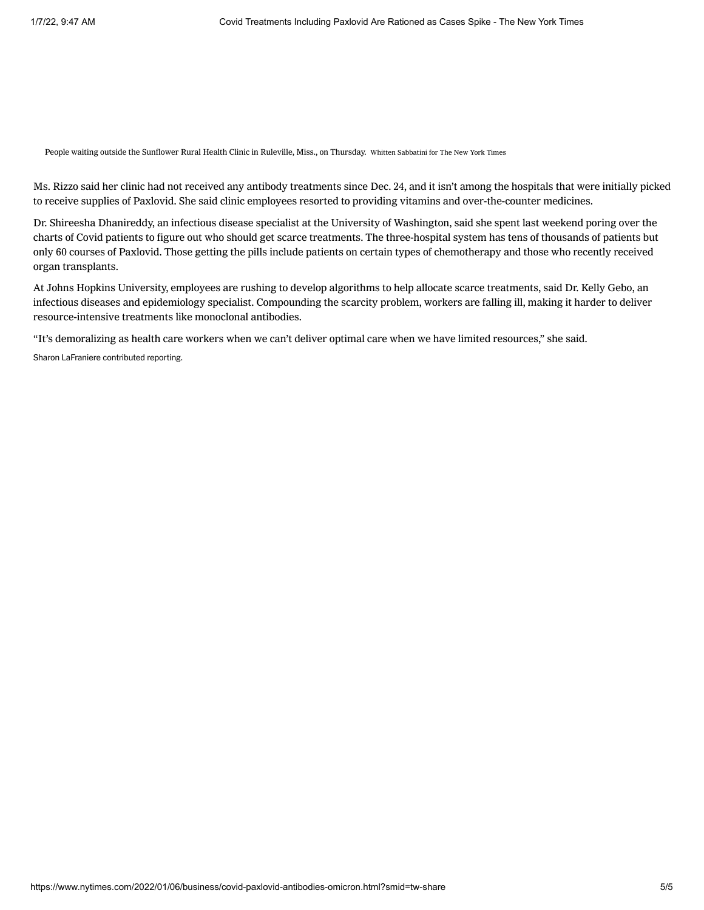People waiting outside the Sunflower Rural Health Clinic in Ruleville, Miss., on Thursday. Whitten Sabbatini for The New York Times

Ms. Rizzo said her clinic had not received any antibody treatments since Dec. 24, and it isn't among the hospitals that were initially picked to receive supplies of Paxlovid. She said clinic employees resorted to providing vitamins and over-the-counter medicines.

Dr. Shireesha Dhanireddy, an infectious disease specialist at the University of Washington, said she spent last weekend poring over the charts of Covid patients to figure out who should get scarce treatments. The three-hospital system has tens of thousands of patients but only 60 courses of Paxlovid. Those getting the pills include patients on certain types of chemotherapy and those who recently received organ transplants.

At Johns Hopkins University, employees are rushing to develop algorithms to help allocate scarce treatments, said Dr. Kelly Gebo, an infectious diseases and epidemiology specialist. Compounding the scarcity problem, workers are falling ill, making it harder to deliver resource-intensive treatments like monoclonal antibodies.

"It's demoralizing as health care workers when we can't deliver optimal care when we have limited resources," she said.

Sharon LaFraniere contributed reporting.